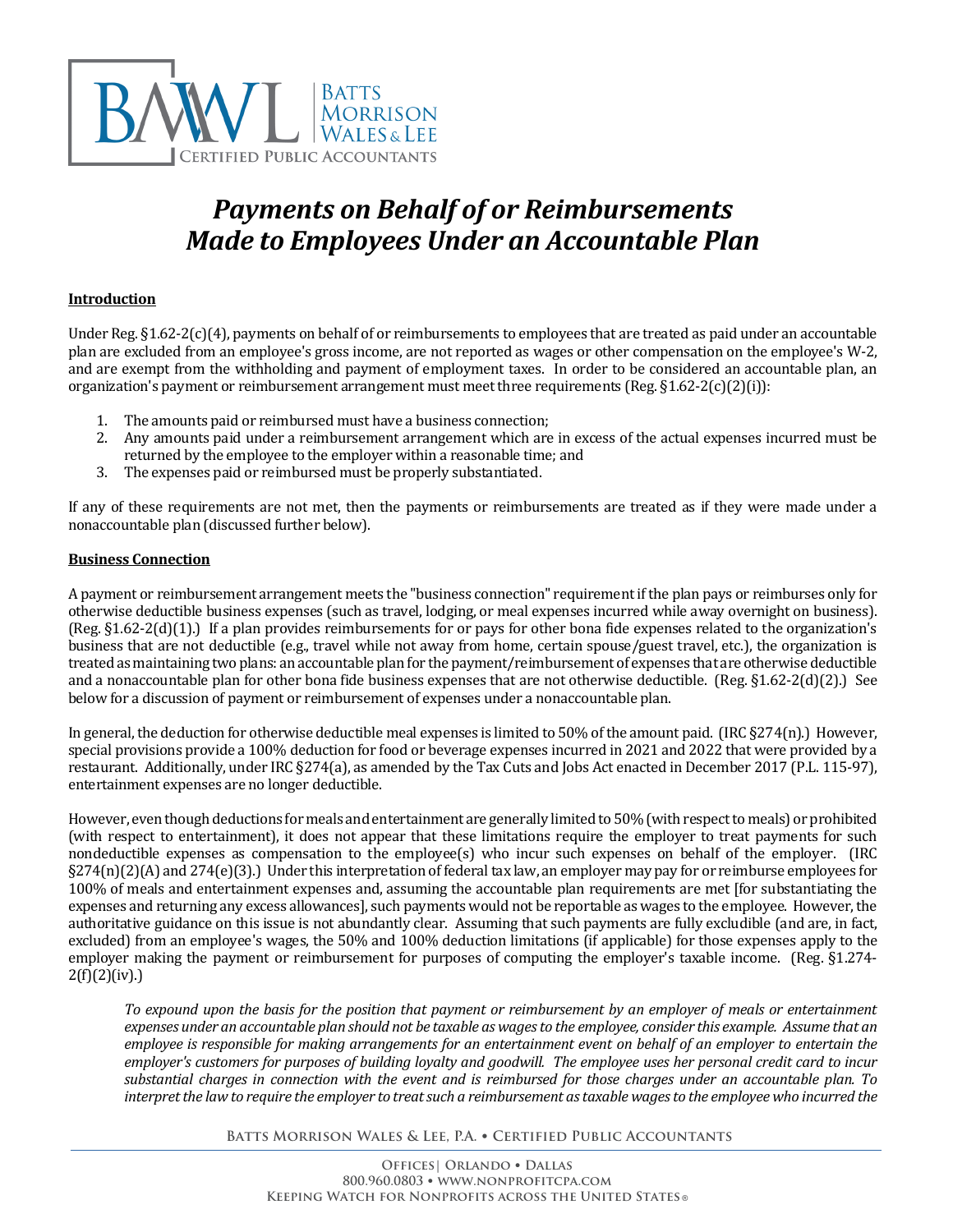# *Payments on Behalf of or Reimbursements Made to Employees Under an Accountable Plan*

**Introduction**

Under Reg. §1.62-2(c)(4), payments on behalf of or reimbursements to employees that are treated as paid under an accountable plan are excluded from an employee's gross income, are not reported as wages or other compensation on the employee's W-2, and are exempt from the withholding and payment of employment taxes. In order to be considered an accountable plan, an organization's payment or reimbursement arrangement must meet three requirements (Reg. §1.62-2(c)(2)(i)):

1. The amounts paid or reimbursed must have a business connection;
2. Any amounts paid under a reimbursement arrangement which are in excess of the actual expenses incurred must be returned by the employee to the employer within a reasonable time; and
3. The expenses paid or reimbursed must be properly substantiated.

If any of these requirements are not met, then the payments or reimbursements are treated as if they were made under a nonaccountable plan (discussed further below).

**Business Connection**

A payment or reimbursement arrangement meets the "business connection" requirement if the plan pays or reimburses only for otherwise deductible business expenses (such as travel, lodging, or meal expenses incurred while away overnight on business). (Reg. §1.62-2(d)(1).) If a plan provides reimbursements for or pays for other bona fide expenses related to the organization's business that are not deductible (e.g., travel while not away from home, certain spouse/guest travel, etc.), the organization is treated as maintaining two plans: an accountable plan for the payment/reimbursement of expenses that are otherwise deductible and a nonaccountable plan for other bona fide business expenses that are not otherwise deductible. (Reg. §1.62-2(d)(2).) See below for a discussion of payment or reimbursement of expenses under a nonaccountable plan.

In general, the deduction for otherwise deductible meal expenses is limited to 50% of the amount paid. (IRC §274(n).) However, special provisions provide a 100% deduction for food or beverage expenses incurred in 2021 and 2022 that were provided by a restaurant. Additionally, under IRC §274(a), as amended by the Tax Cuts and Jobs Act enacted in December 2017 (P.L. 115-97), entertainment expenses are no longer deductible.

However, even though deductions for meals and entertainment are generally limited to 50% (with respect to meals) or prohibited (with respect to entertainment), it does not appear that these limitations require the employer to treat payments for such nondeductible expenses as compensation to the employee(s) who incur such expenses on behalf of the employer. (IRC §274(n)(2)(A) and 274(e)(3).) Under this interpretation of federal tax law, an employer may pay for or reimburse employees for 100% of meals and entertainment expenses and, assuming the accountable plan requirements are met [for substantiating the expenses and returning any excess allowances], such payments would not be reportable as wages to the employee. However, the authoritative guidance on this issue is not abundantly clear. Assuming that such payments are fully excludible (and are, in fact, excluded) from an employee's wages, the 50% and 100% deduction limitations (if applicable) for those expenses apply to the employer making the payment or reimbursement for purposes of computing the employer's taxable income. (Reg. §1.274-2(f)(2)(iv).)

> *To expound upon the basis for the position that payment or reimbursement by an employer of meals or entertainment expenses under an accountable plan should not be taxable as wages to the employee, consider this example. Assume that an employee is responsible for making arrangements for an entertainment event on behalf of an employer to entertain the employer's customers for purposes of building loyalty and goodwill. The employee uses her personal credit card to incur substantial charges in connection with the event and is reimbursed for those charges under an accountable plan. To interpret the law to require the employer to treat such a reimbursement as taxable wages to the employee who incurred the*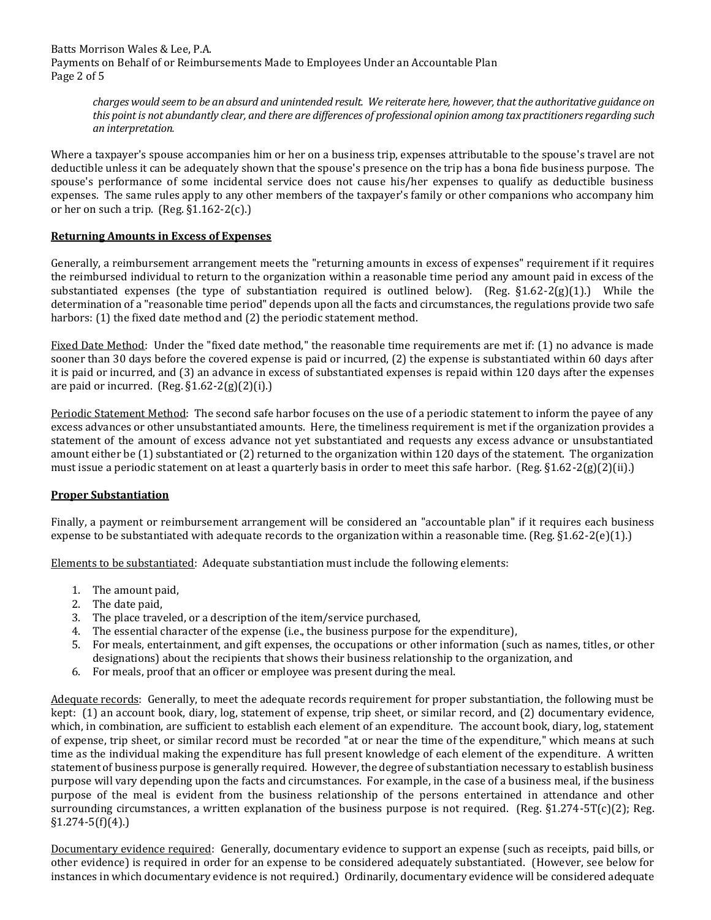*charges would seem to be an absurd and unintended result. We reiterate here, however, that the authoritative guidance on this point is not abundantly clear, and there are differences of professional opinion among tax practitioners regarding such an interpretation.*

Where a taxpayer's spouse accompanies him or her on a business trip, expenses attributable to the spouse's travel are not deductible unless it can be adequately shown that the spouse's presence on the trip has a bona fide business purpose. The spouse's performance of some incidental service does not cause his/her expenses to qualify as deductible business expenses. The same rules apply to any other members of the taxpayer's family or other companions who accompany him or her on such a trip. (Reg. §1.162-2(c).)

## Returning Amounts in Excess of Expenses

Generally, a reimbursement arrangement meets the "returning amounts in excess of expenses" requirement if it requires the reimbursed individual to return to the organization within a reasonable time period any amount paid in excess of the substantiated expenses (the type of substantiation required is outlined below). (Reg. §1.62-2(g)(1).) While the determination of a "reasonable time period" depends upon all the facts and circumstances, the regulations provide two safe harbors: (1) the fixed date method and (2) the periodic statement method.

Fixed Date Method: Under the "fixed date method," the reasonable time requirements are met if: (1) no advance is made sooner than 30 days before the covered expense is paid or incurred, (2) the expense is substantiated within 60 days after it is paid or incurred, and (3) an advance in excess of substantiated expenses is repaid within 120 days after the expenses are paid or incurred. (Reg. §1.62-2(g)(2)(i).)

Periodic Statement Method: The second safe harbor focuses on the use of a periodic statement to inform the payee of any excess advances or other unsubstantiated amounts. Here, the timeliness requirement is met if the organization provides a statement of the amount of excess advance not yet substantiated and requests any excess advance or unsubstantiated amount either be (1) substantiated or (2) returned to the organization within 120 days of the statement. The organization must issue a periodic statement on at least a quarterly basis in order to meet this safe harbor. (Reg. §1.62-2(g)(2)(ii).)

## Proper Substantiation

Finally, a payment or reimbursement arrangement will be considered an "accountable plan" if it requires each business expense to be substantiated with adequate records to the organization within a reasonable time. (Reg. §1.62-2(e)(1).)

Elements to be substantiated: Adequate substantiation must include the following elements:

1. The amount paid,
2. The date paid,
3. The place traveled, or a description of the item/service purchased,
4. The essential character of the expense (i.e., the business purpose for the expenditure),
5. For meals, entertainment, and gift expenses, the occupations or other information (such as names, titles, or other designations) about the recipients that shows their business relationship to the organization, and
6. For meals, proof that an officer or employee was present during the meal.

Adequate records: Generally, to meet the adequate records requirement for proper substantiation, the following must be kept: (1) an account book, diary, log, statement of expense, trip sheet, or similar record, and (2) documentary evidence, which, in combination, are sufficient to establish each element of an expenditure. The account book, diary, log, statement of expense, trip sheet, or similar record must be recorded "at or near the time of the expenditure," which means at such time as the individual making the expenditure has full present knowledge of each element of the expenditure. A written statement of business purpose is generally required. However, the degree of substantiation necessary to establish business purpose will vary depending upon the facts and circumstances. For example, in the case of a business meal, if the business purpose of the meal is evident from the business relationship of the persons entertained in attendance and other surrounding circumstances, a written explanation of the business purpose is not required. (Reg. §1.274-5T(c)(2); Reg. §1.274-5(f)(4).)

Documentary evidence required: Generally, documentary evidence to support an expense (such as receipts, paid bills, or other evidence) is required in order for an expense to be considered adequately substantiated. (However, see below for instances in which documentary evidence is not required.) Ordinarily, documentary evidence will be considered adequate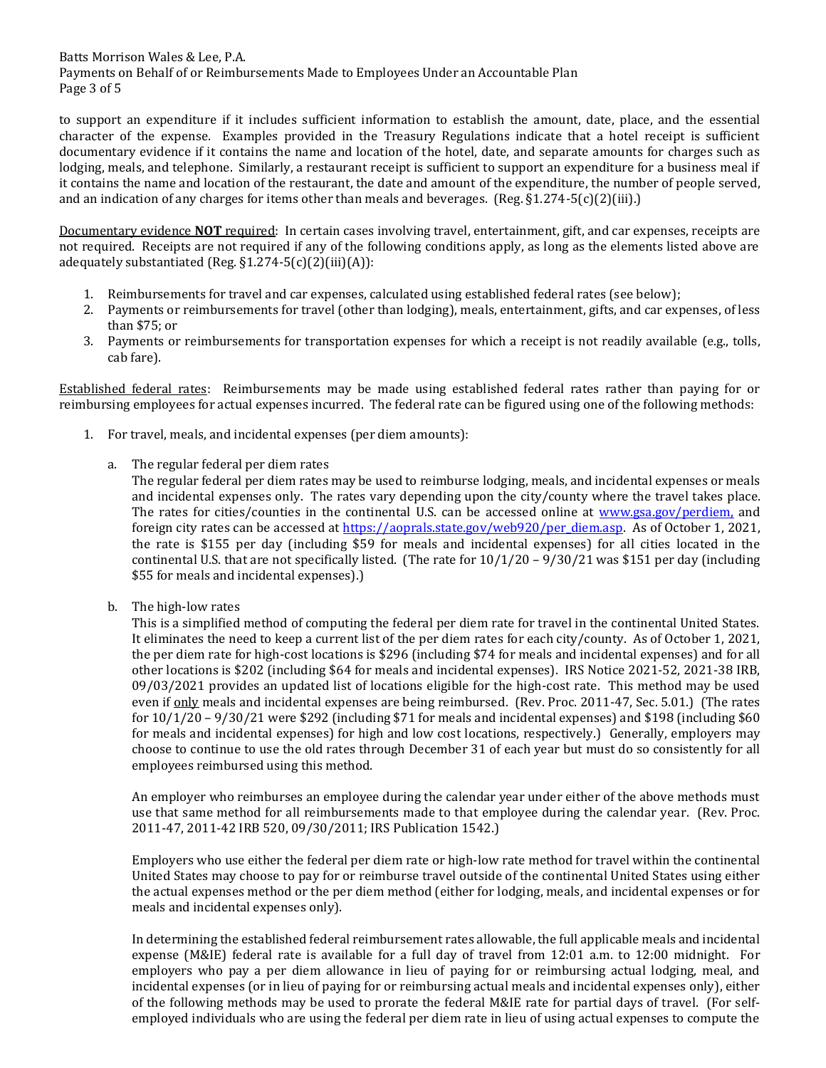to support an expenditure if it includes sufficient information to establish the amount, date, place, and the essential character of the expense. Examples provided in the Treasury Regulations indicate that a hotel receipt is sufficient documentary evidence if it contains the name and location of the hotel, date, and separate amounts for charges such as lodging, meals, and telephone. Similarly, a restaurant receipt is sufficient to support an expenditure for a business meal if it contains the name and location of the restaurant, the date and amount of the expenditure, the number of people served, and an indication of any charges for items other than meals and beverages. (Reg. §1.274-5(c)(2)(iii).)

<u>Documentary evidence **NOT** required</u>: In certain cases involving travel, entertainment, gift, and car expenses, receipts are not required. Receipts are not required if any of the following conditions apply, as long as the elements listed above are adequately substantiated (Reg. §1.274-5(c)(2)(iii)(A)):

1. Reimbursements for travel and car expenses, calculated using established federal rates (see below);
2. Payments or reimbursements for travel (other than lodging), meals, entertainment, gifts, and car expenses, of less than $75; or
3. Payments or reimbursements for transportation expenses for which a receipt is not readily available (e.g., tolls, cab fare).

<u>Established federal rates</u>: Reimbursements may be made using established federal rates rather than paying for or reimbursing employees for actual expenses incurred. The federal rate can be figured using one of the following methods:

1. For travel, meals, and incidental expenses (per diem amounts):

   a. The regular federal per diem rates
   The regular federal per diem rates may be used to reimburse lodging, meals, and incidental expenses or meals and incidental expenses only. The rates vary depending upon the city/county where the travel takes place. The rates for cities/counties in the continental U.S. can be accessed online at [www.gsa.gov/perdiem,](www.gsa.gov/perdiem) and foreign city rates can be accessed at [https://aoprals.state.gov/web920/per_diem.asp](https://aoprals.state.gov/web920/per_diem.asp). As of October 1, 2021, the rate is $155 per day (including $59 for meals and incidental expenses) for all cities located in the continental U.S. that are not specifically listed. (The rate for 10/1/20 – 9/30/21 was $151 per day (including $55 for meals and incidental expenses).)

   b. The high-low rates
   This is a simplified method of computing the federal per diem rate for travel in the continental United States. It eliminates the need to keep a current list of the per diem rates for each city/county. As of October 1, 2021, the per diem rate for high-cost locations is $296 (including $74 for meals and incidental expenses) and for all other locations is $202 (including $64 for meals and incidental expenses). IRS Notice 2021-52, 2021-38 IRB, 09/03/2021 provides an updated list of locations eligible for the high-cost rate. This method may be used even if <u>only</u> meals and incidental expenses are being reimbursed. (Rev. Proc. 2011-47, Sec. 5.01.) (The rates for 10/1/20 – 9/30/21 were $292 (including $71 for meals and incidental expenses) and $198 (including $60 for meals and incidental expenses) for high and low cost locations, respectively.) Generally, employers may choose to continue to use the old rates through December 31 of each year but must do so consistently for all employees reimbursed using this method.

   An employer who reimburses an employee during the calendar year under either of the above methods must use that same method for all reimbursements made to that employee during the calendar year. (Rev. Proc. 2011-47, 2011-42 IRB 520, 09/30/2011; IRS Publication 1542.)

   Employers who use either the federal per diem rate or high-low rate method for travel within the continental United States may choose to pay for or reimburse travel outside of the continental United States using either the actual expenses method or the per diem method (either for lodging, meals, and incidental expenses or for meals and incidental expenses only).

   In determining the established federal reimbursement rates allowable, the full applicable meals and incidental expense (M&IE) federal rate is available for a full day of travel from 12:01 a.m. to 12:00 midnight. For employers who pay a per diem allowance in lieu of paying for or reimbursing actual lodging, meal, and incidental expenses (or in lieu of paying for or reimbursing actual meals and incidental expenses only), either of the following methods may be used to prorate the federal M&IE rate for partial days of travel. (For self-employed individuals who are using the federal per diem rate in lieu of using actual expenses to compute the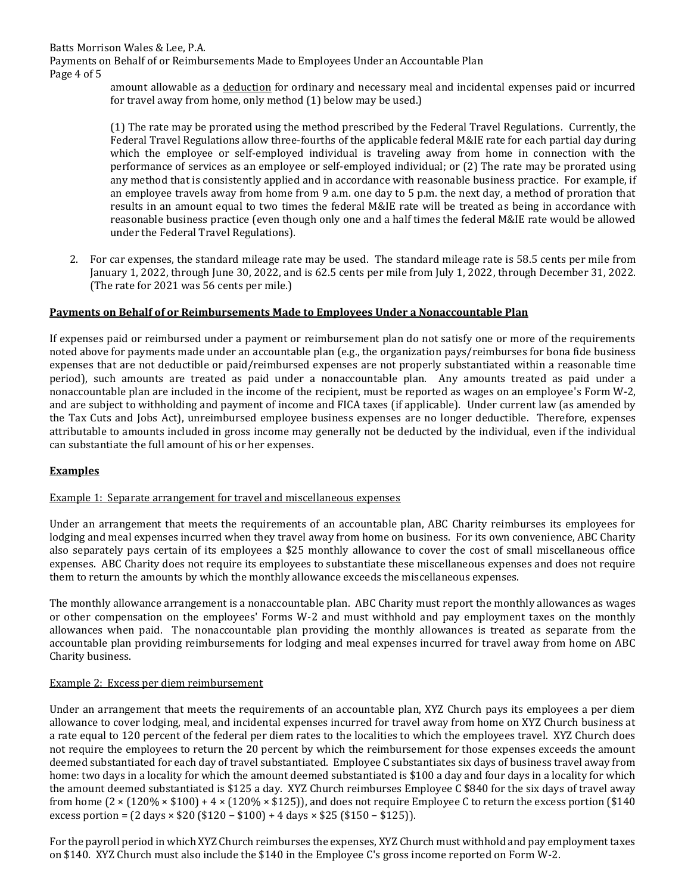amount allowable as a deduction for ordinary and necessary meal and incidental expenses paid or incurred for travel away from home, only method (1) below may be used.)

(1) The rate may be prorated using the method prescribed by the Federal Travel Regulations. Currently, the Federal Travel Regulations allow three-fourths of the applicable federal M&IE rate for each partial day during which the employee or self-employed individual is traveling away from home in connection with the performance of services as an employee or self-employed individual; or (2) The rate may be prorated using any method that is consistently applied and in accordance with reasonable business practice. For example, if an employee travels away from home from 9 a.m. one day to 5 p.m. the next day, a method of proration that results in an amount equal to two times the federal M&IE rate will be treated as being in accordance with reasonable business practice (even though only one and a half times the federal M&IE rate would be allowed under the Federal Travel Regulations).

2. For car expenses, the standard mileage rate may be used. The standard mileage rate is 58.5 cents per mile from January 1, 2022, through June 30, 2022, and is 62.5 cents per mile from July 1, 2022, through December 31, 2022. (The rate for 2021 was 56 cents per mile.)

**Payments on Behalf of or Reimbursements Made to Employees Under a Nonaccountable Plan**

If expenses paid or reimbursed under a payment or reimbursement plan do not satisfy one or more of the requirements noted above for payments made under an accountable plan (e.g., the organization pays/reimburses for bona fide business expenses that are not deductible or paid/reimbursed expenses are not properly substantiated within a reasonable time period), such amounts are treated as paid under a nonaccountable plan. Any amounts treated as paid under a nonaccountable plan are included in the income of the recipient, must be reported as wages on an employee's Form W-2, and are subject to withholding and payment of income and FICA taxes (if applicable). Under current law (as amended by the Tax Cuts and Jobs Act), unreimbursed employee business expenses are no longer deductible. Therefore, expenses attributable to amounts included in gross income may generally not be deducted by the individual, even if the individual can substantiate the full amount of his or her expenses.

**Examples**

Example 1: Separate arrangement for travel and miscellaneous expenses

Under an arrangement that meets the requirements of an accountable plan, ABC Charity reimburses its employees for lodging and meal expenses incurred when they travel away from home on business. For its own convenience, ABC Charity also separately pays certain of its employees a $25 monthly allowance to cover the cost of small miscellaneous office expenses. ABC Charity does not require its employees to substantiate these miscellaneous expenses and does not require them to return the amounts by which the monthly allowance exceeds the miscellaneous expenses.

The monthly allowance arrangement is a nonaccountable plan. ABC Charity must report the monthly allowances as wages or other compensation on the employees' Forms W-2 and must withhold and pay employment taxes on the monthly allowances when paid. The nonaccountable plan providing the monthly allowances is treated as separate from the accountable plan providing reimbursements for lodging and meal expenses incurred for travel away from home on ABC Charity business.

Example 2: Excess per diem reimbursement

Under an arrangement that meets the requirements of an accountable plan, XYZ Church pays its employees a per diem allowance to cover lodging, meal, and incidental expenses incurred for travel away from home on XYZ Church business at a rate equal to 120 percent of the federal per diem rates to the localities to which the employees travel. XYZ Church does not require the employees to return the 20 percent by which the reimbursement for those expenses exceeds the amount deemed substantiated for each day of travel substantiated. Employee C substantiates six days of business travel away from home: two days in a locality for which the amount deemed substantiated is $100 a day and four days in a locality for which the amount deemed substantiated is $125 a day. XYZ Church reimburses Employee C $840 for the six days of travel away from home (2 × (120% × $100) + 4 × (120% × $125)), and does not require Employee C to return the excess portion ($140 excess portion = (2 days × $20 ($120 – $100) + 4 days × $25 ($150 – $125)).

For the payroll period in which XYZ Church reimburses the expenses, XYZ Church must withhold and pay employment taxes on $140. XYZ Church must also include the $140 in the Employee C's gross income reported on Form W-2.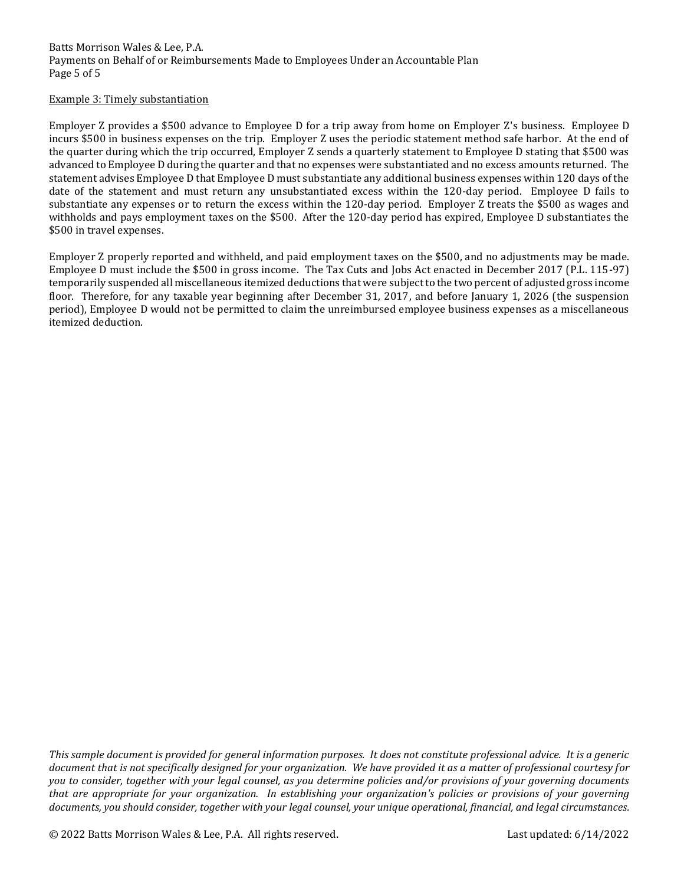Example 3: Timely substantiation

Employer Z provides a $500 advance to Employee D for a trip away from home on Employer Z's business. Employee D incurs $500 in business expenses on the trip. Employer Z uses the periodic statement method safe harbor. At the end of the quarter during which the trip occurred, Employer Z sends a quarterly statement to Employee D stating that $500 was advanced to Employee D during the quarter and that no expenses were substantiated and no excess amounts returned. The statement advises Employee D that Employee D must substantiate any additional business expenses within 120 days of the date of the statement and must return any unsubstantiated excess within the 120-day period. Employee D fails to substantiate any expenses or to return the excess within the 120-day period. Employer Z treats the $500 as wages and withholds and pays employment taxes on the $500. After the 120-day period has expired, Employee D substantiates the $500 in travel expenses.

Employer Z properly reported and withheld, and paid employment taxes on the $500, and no adjustments may be made. Employee D must include the $500 in gross income. The Tax Cuts and Jobs Act enacted in December 2017 (P.L. 115-97) temporarily suspended all miscellaneous itemized deductions that were subject to the two percent of adjusted gross income floor. Therefore, for any taxable year beginning after December 31, 2017, and before January 1, 2026 (the suspension period), Employee D would not be permitted to claim the unreimbursed employee business expenses as a miscellaneous itemized deduction.

*This sample document is provided for general information purposes. It does not constitute professional advice. It is a generic document that is not specifically designed for your organization. We have provided it as a matter of professional courtesy for you to consider, together with your legal counsel, as you determine policies and/or provisions of your governing documents that are appropriate for your organization. In establishing your organization's policies or provisions of your governing documents, you should consider, together with your legal counsel, your unique operational, financial, and legal circumstances.*

© 2022 Batts Morrison Wales & Lee, P.A. All rights reserved. Last updated: 6/14/2022